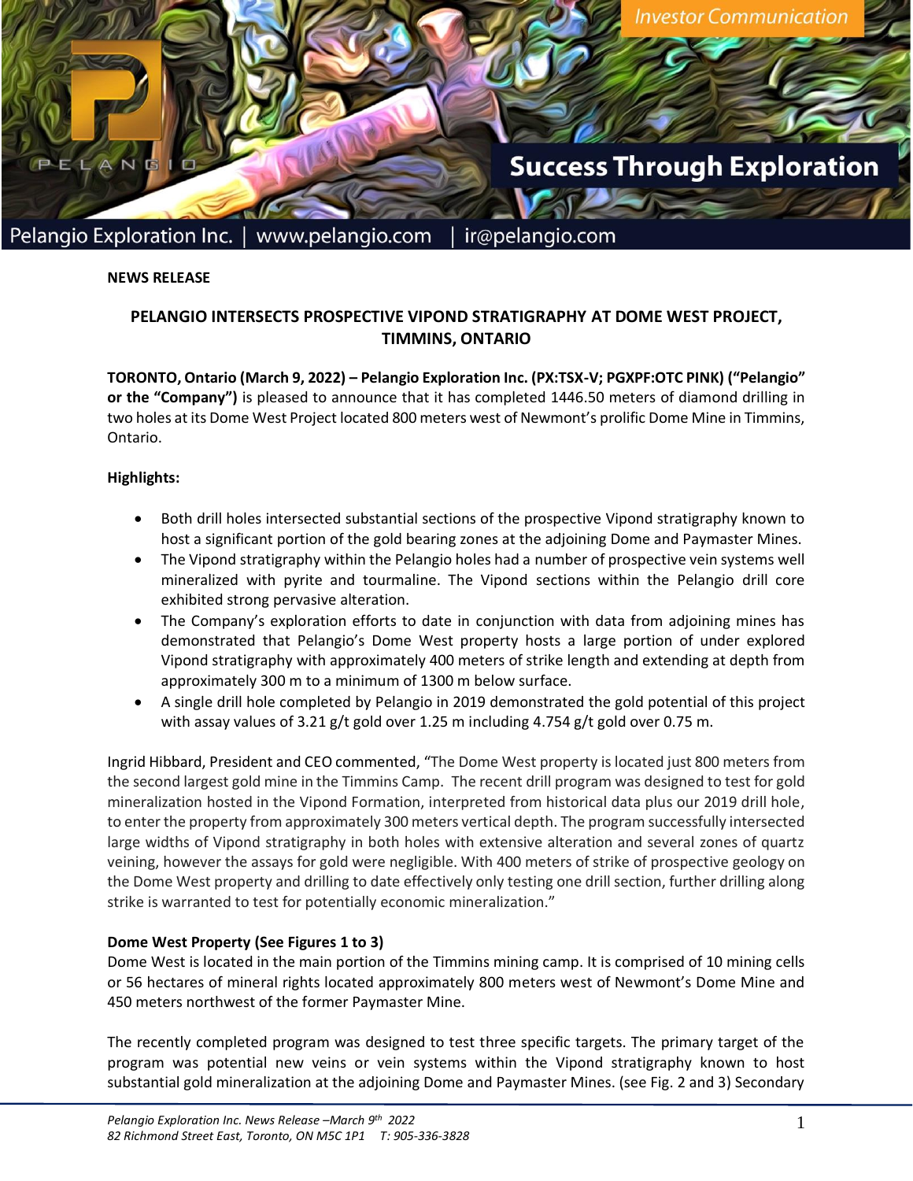Investor Communication

Success Through Exploration

Pelangio Exploration Inc. | www.pelangio.com | ir@pelangio.com

**NEWS RELEASE**

## PELANGIO INTERSECTS PROSPECTIVE VIPOND STRATIGRAPHY AT DOME WEST PROJECT, TIMMINS, ONTARIO

**TORONTO, Ontario (March 9, 2022) – Pelangio Exploration Inc. (PX:TSX-V; PGXPF:OTC PINK) ("Pelangio" or the "Company")** is pleased to announce that it has completed 1446.50 meters of diamond drilling in two holes at its Dome West Project located 800 meters west of Newmont's prolific Dome Mine in Timmins, Ontario.

**Highlights:**

- Both drill holes intersected substantial sections of the prospective Vipond stratigraphy known to host a significant portion of the gold bearing zones at the adjoining Dome and Paymaster Mines.
- The Vipond stratigraphy within the Pelangio holes had a number of prospective vein systems well mineralized with pyrite and tourmaline. The Vipond sections within the Pelangio drill core exhibited strong pervasive alteration.
- The Company's exploration efforts to date in conjunction with data from adjoining mines has demonstrated that Pelangio's Dome West property hosts a large portion of under explored Vipond stratigraphy with approximately 400 meters of strike length and extending at depth from approximately 300 m to a minimum of 1300 m below surface.
- A single drill hole completed by Pelangio in 2019 demonstrated the gold potential of this project with assay values of 3.21 g/t gold over 1.25 m including 4.754 g/t gold over 0.75 m.

Ingrid Hibbard, President and CEO commented, "The Dome West property is located just 800 meters from the second largest gold mine in the Timmins Camp. The recent drill program was designed to test for gold mineralization hosted in the Vipond Formation, interpreted from historical data plus our 2019 drill hole, to enter the property from approximately 300 meters vertical depth. The program successfully intersected large widths of Vipond stratigraphy in both holes with extensive alteration and several zones of quartz veining, however the assays for gold were negligible. With 400 meters of strike of prospective geology on the Dome West property and drilling to date effectively only testing one drill section, further drilling along strike is warranted to test for potentially economic mineralization."

**Dome West Property (See Figures 1 to 3)**

Dome West is located in the main portion of the Timmins mining camp. It is comprised of 10 mining cells or 56 hectares of mineral rights located approximately 800 meters west of Newmont's Dome Mine and 450 meters northwest of the former Paymaster Mine.

The recently completed program was designed to test three specific targets. The primary target of the program was potential new veins or vein systems within the Vipond stratigraphy known to host substantial gold mineralization at the adjoining Dome and Paymaster Mines. (see Fig. 2 and 3) Secondary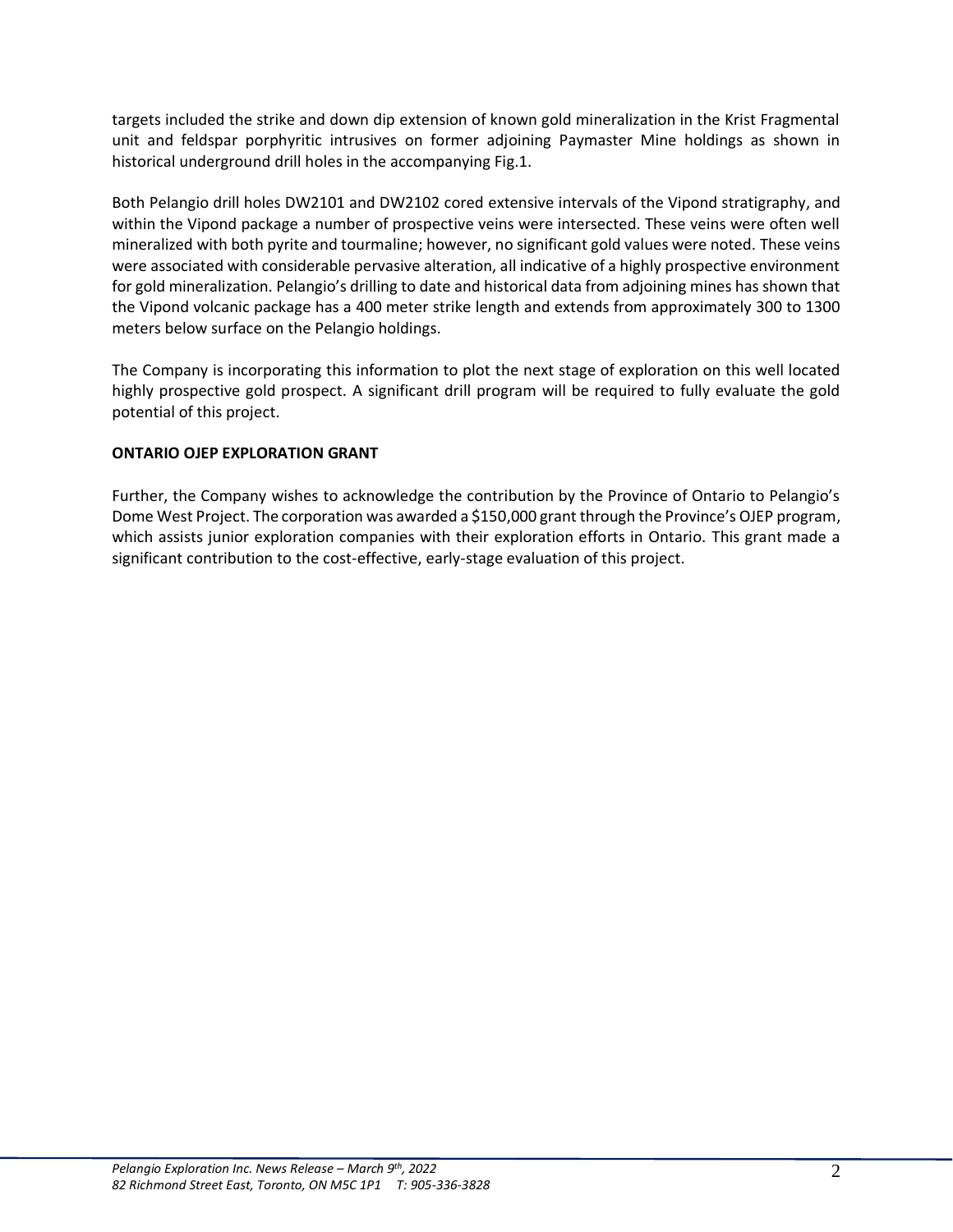targets included the strike and down dip extension of known gold mineralization in the Krist Fragmental unit and feldspar porphyritic intrusives on former adjoining Paymaster Mine holdings as shown in historical underground drill holes in the accompanying Fig.1.

Both Pelangio drill holes DW2101 and DW2102 cored extensive intervals of the Vipond stratigraphy, and within the Vipond package a number of prospective veins were intersected. These veins were often well mineralized with both pyrite and tourmaline; however, no significant gold values were noted. These veins were associated with considerable pervasive alteration, all indicative of a highly prospective environment for gold mineralization. Pelangio's drilling to date and historical data from adjoining mines has shown that the Vipond volcanic package has a 400 meter strike length and extends from approximately 300 to 1300 meters below surface on the Pelangio holdings.

The Company is incorporating this information to plot the next stage of exploration on this well located highly prospective gold prospect. A significant drill program will be required to fully evaluate the gold potential of this project.

**ONTARIO OJEP EXPLORATION GRANT**

Further, the Company wishes to acknowledge the contribution by the Province of Ontario to Pelangio's Dome West Project. The corporation was awarded a $150,000 grant through the Province's OJEP program, which assists junior exploration companies with their exploration efforts in Ontario. This grant made a significant contribution to the cost-effective, early-stage evaluation of this project.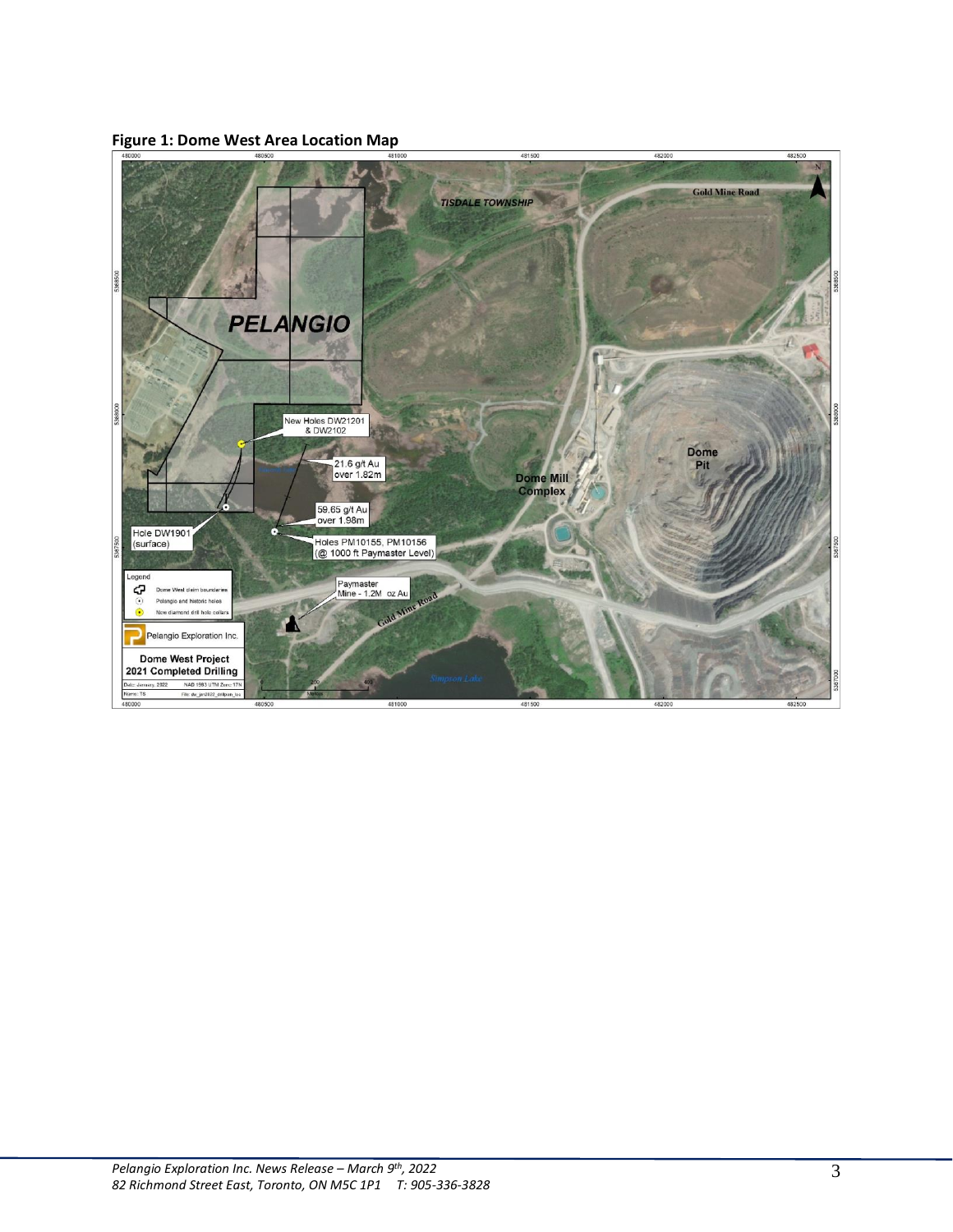**Figure 1: Dome West Area Location Map**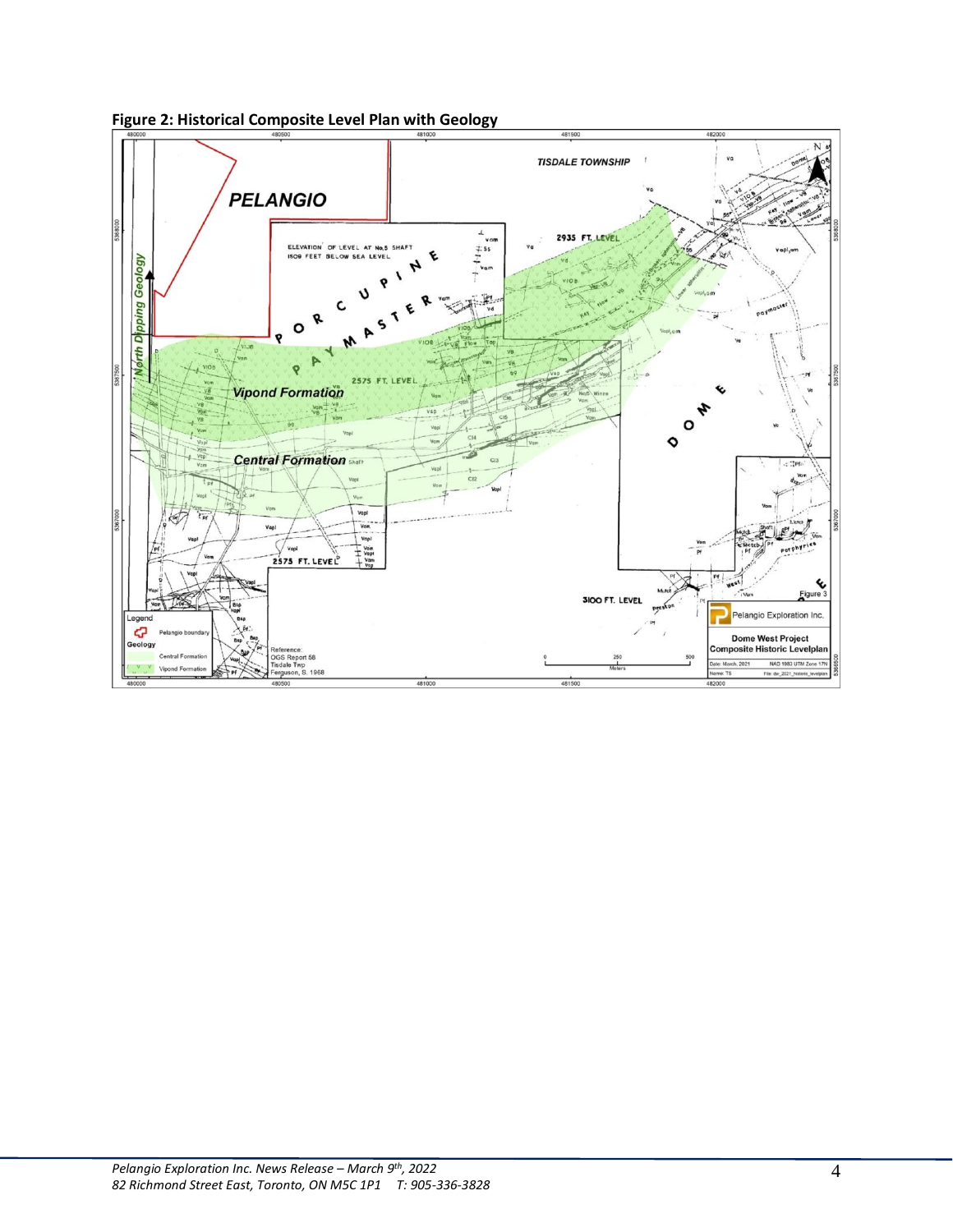**Figure 2: Historical Composite Level Plan with Geology**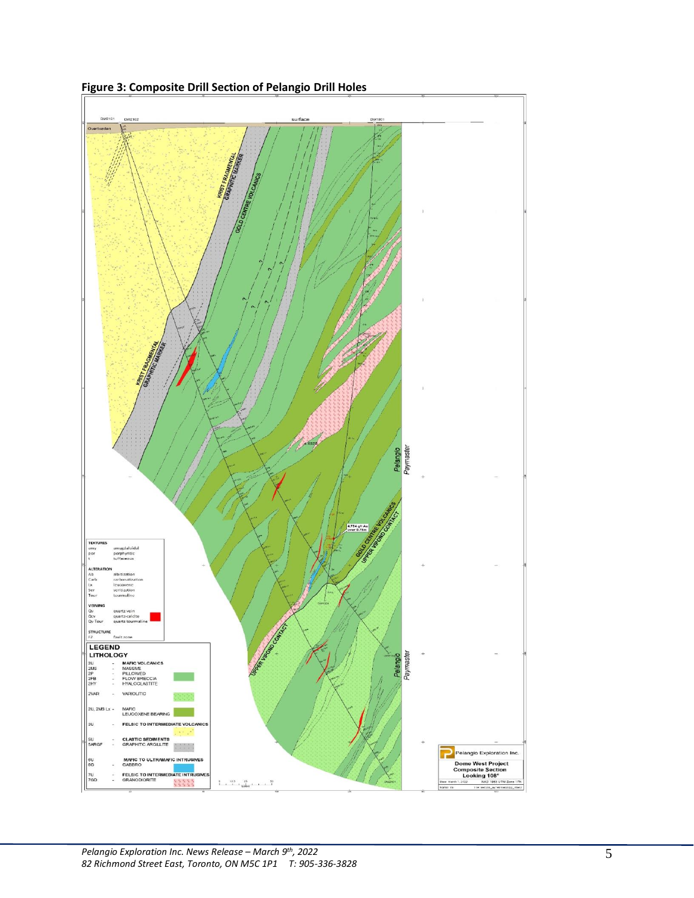**Figure 3: Composite Drill Section of Pelangio Drill Holes**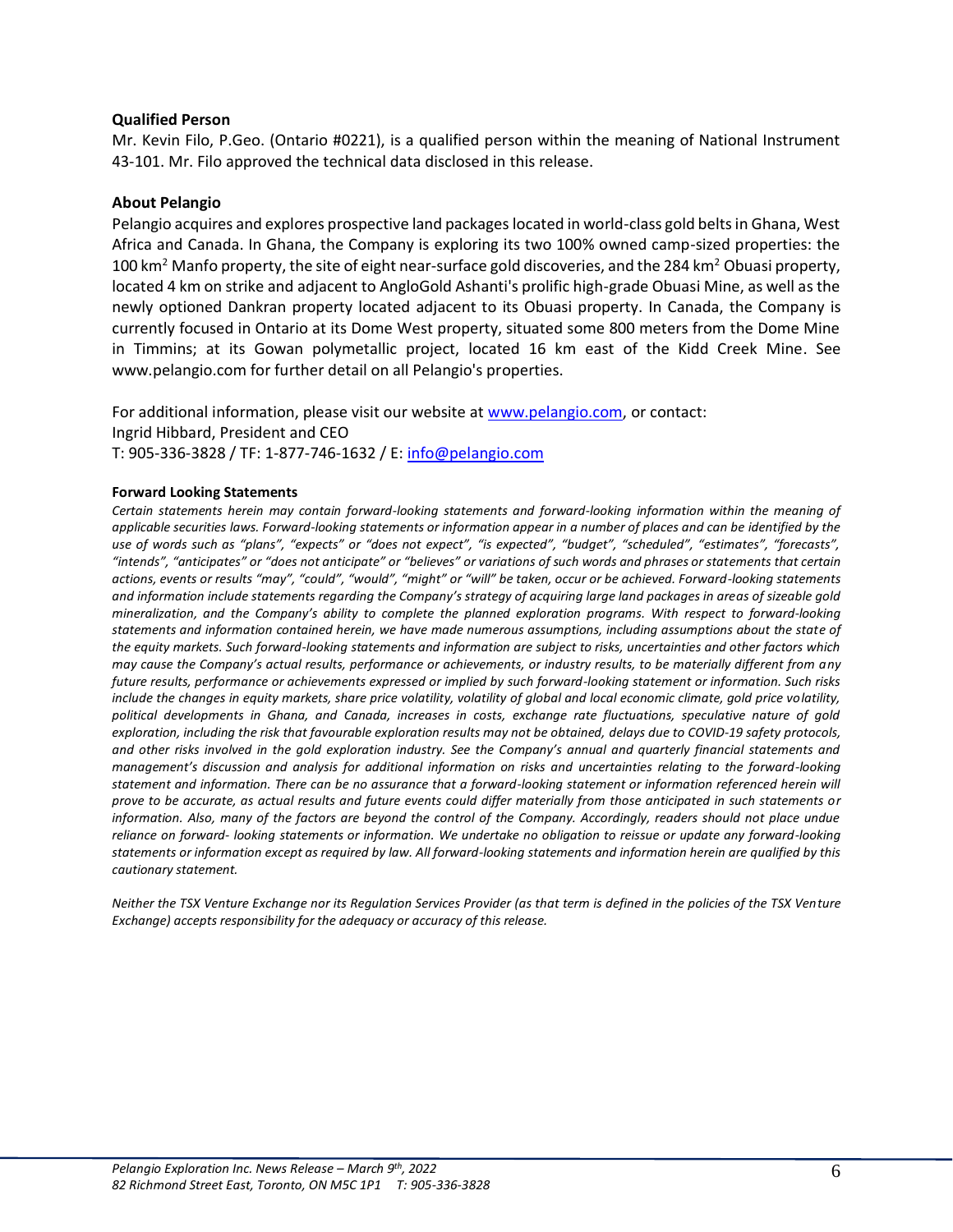**Qualified Person**

Mr. Kevin Filo, P.Geo. (Ontario #0221), is a qualified person within the meaning of National Instrument 43-101. Mr. Filo approved the technical data disclosed in this release.

**About Pelangio**

Pelangio acquires and explores prospective land packages located in world-class gold belts in Ghana, West Africa and Canada. In Ghana, the Company is exploring its two 100% owned camp-sized properties: the 100 km$^2$ Manfo property, the site of eight near-surface gold discoveries, and the 284 km$^2$ Obuasi property, located 4 km on strike and adjacent to AngloGold Ashanti's prolific high-grade Obuasi Mine, as well as the newly optioned Dankran property located adjacent to its Obuasi property. In Canada, the Company is currently focused in Ontario at its Dome West property, situated some 800 meters from the Dome Mine in Timmins; at its Gowan polymetallic project, located 16 km east of the Kidd Creek Mine. See www.pelangio.com for further detail on all Pelangio's properties.

For additional information, please visit our website at [www.pelangio.com](http://www.pelangio.com), or contact:
Ingrid Hibbard, President and CEO
T: 905-336-3828 / TF: 1-877-746-1632 / E: [info@pelangio.com](mailto:info@pelangio.com)

**Forward Looking Statements**

*Certain statements herein may contain forward-looking statements and forward-looking information within the meaning of applicable securities laws. Forward-looking statements or information appear in a number of places and can be identified by the use of words such as "plans", "expects" or "does not expect", "is expected", "budget", "scheduled", "estimates", "forecasts", "intends", "anticipates" or "does not anticipate" or "believes" or variations of such words and phrases or statements that certain actions, events or results "may", "could", "would", "might" or "will" be taken, occur or be achieved. Forward-looking statements and information include statements regarding the Company's strategy of acquiring large land packages in areas of sizeable gold mineralization, and the Company's ability to complete the planned exploration programs. With respect to forward-looking statements and information contained herein, we have made numerous assumptions, including assumptions about the state of the equity markets. Such forward-looking statements and information are subject to risks, uncertainties and other factors which may cause the Company's actual results, performance or achievements, or industry results, to be materially different from any future results, performance or achievements expressed or implied by such forward-looking statement or information. Such risks include the changes in equity markets, share price volatility, volatility of global and local economic climate, gold price volatility, political developments in Ghana, and Canada, increases in costs, exchange rate fluctuations, speculative nature of gold exploration, including the risk that favourable exploration results may not be obtained, delays due to COVID-19 safety protocols, and other risks involved in the gold exploration industry. See the Company's annual and quarterly financial statements and management's discussion and analysis for additional information on risks and uncertainties relating to the forward-looking statement and information. There can be no assurance that a forward-looking statement or information referenced herein will prove to be accurate, as actual results and future events could differ materially from those anticipated in such statements or information. Also, many of the factors are beyond the control of the Company. Accordingly, readers should not place undue reliance on forward- looking statements or information. We undertake no obligation to reissue or update any forward-looking statements or information except as required by law. All forward-looking statements and information herein are qualified by this cautionary statement.*

*Neither the TSX Venture Exchange nor its Regulation Services Provider (as that term is defined in the policies of the TSX Venture Exchange) accepts responsibility for the adequacy or accuracy of this release.*